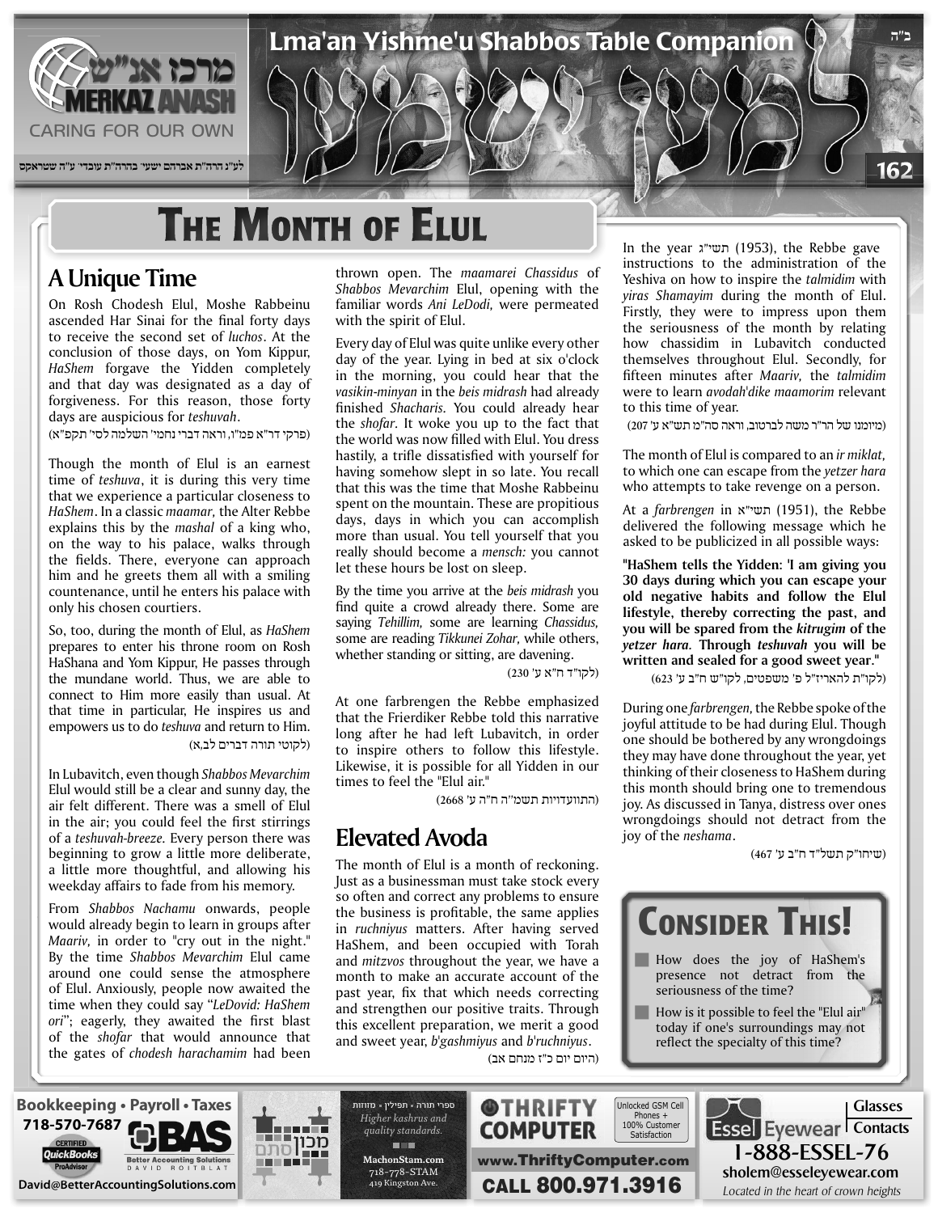# Lma'an Yishme'u Shabbos Table Companion

ב"ה

לע"נ הרה"ת אברהם ישעי' בהרה"ת עובדי' ע"ה שטראקס

# The Month of Elul

## A Unique Time

On Rosh Chodesh Elul, Moshe Rabbeinu ascended Har Sinai for the final forty days to receive the second set of *luchos*. At the conclusion of those days, on Yom Kippur, *HaShem* forgave the Yidden completely and that day was designated as a day of forgiveness. For this reason, those forty days are auspicious for *teshuvah*.

(פרקי דר"א פמ"ו, וראה דברי נחמי' השלמה לסי' תקפ"א)

Though the month of Elul is an earnest time of *teshuva*, it is during this very time that we experience a particular closeness to *HaShem*. In a classic *maamar,* the Alter Rebbe explains this by the *mashal* of a king who, on the way to his palace, walks through the fields. There, everyone can approach him and he greets them all with a smiling countenance, until he enters his palace with only his chosen courtiers.

So, too, during the month of Elul, as *HaShem* prepares to enter his throne room on Rosh HaShana and Yom Kippur, He passes through the mundane world. Thus, we are able to connect to Him more easily than usual. At that time in particular, He inspires us and empowers us to do *teshuva* and return to Him.

(לקוטי תורה דברים לב,א)

In Lubavitch, even though *Shabbos Mevarchim* Elul would still be a clear and sunny day, the air felt different. There was a smell of Elul in the air; you could feel the first stirrings of a *teshuvah-breeze.* Every person there was beginning to grow a little more deliberate, a little more thoughtful, and allowing his weekday affairs to fade from his memory.

From *Shabbos Nachamu* onwards, people would already begin to learn in groups after *Maariv,* in order to "cry out in the night." By the time *Shabbos Mevarchim* Elul came around one could sense the atmosphere of Elul. Anxiously, people now awaited the time when they could say "*LeDovid: HaShem ori*"; eagerly, they awaited the first blast of the *shofar* that would announce that the gates of *chodesh harachamim* had been thrown open. The *maamarei Chassidus* of *Shabbos Mevarchim* Elul, opening with the familiar words *Ani LeDodi,* were permeated with the spirit of Elul.

Every day of Elul was quite unlike every other day of the year. Lying in bed at six o'clock in the morning, you could hear that the *vasikin-minyan* in the *beis midrash* had already finished *Shacharis*. You could already hear the *shofar*. It woke you up to the fact that the world was now filled with Elul. You dress hastily, a trifle dissatisfied with yourself for having somehow slept in so late. You recall that this was the time that Moshe Rabbeinu spent on the mountain. These are propitious days, days in which you can accomplish more than usual. You tell yourself that you really should become a *mensch:* you cannot let these hours be lost on sleep.

By the time you arrive at the *beis midrash* you find quite a crowd already there. Some are saying *Tehillim,* some are learning *Chassidus,* some are reading *Tikkunei Zohar,* while others, whether standing or sitting, are davening.

(לקו"ד ח"א ע' 230)

At one farbrengen the Rebbe emphasized that the Frierdiker Rebbe told this narrative long after he had left Lubavitch, in order to inspire others to follow this lifestyle. Likewise, it is possible for all Yidden in our times to feel the "Elul air."

(התוועדויות תשמ"ה ח"ה ע' 2668)

## Elevated Avoda

The month of Elul is a month of reckoning. Just as a businessman must take stock every so often and correct any problems to ensure the business is profitable, the same applies in *ruchniyus* matters. After having served HaShem, and been occupied with Torah and *mitzvos* throughout the year, we have a month to make an accurate account of the past year, fix that which needs correcting and strengthen our positive traits. Through this excellent preparation, we merit a good and sweet year, *b'gashmiyus* and *b'ruchniyus*.

(היום יום כ"ז מנחם אב)

In the year תשי"ג (1953), the Rebbe gave instructions to the administration of the Yeshiva on how to inspire the *talmidim* with *yiras Shamayim* during the month of Elul. Firstly, they were to impress upon them the seriousness of the month by relating how chassidim in Lubavitch conducted themselves throughout Elul. Secondly, for fifteen minutes after *Maariv,* the *talmidim* were to learn *avodah'dike maamorim* relevant to this time of year.

(מיומנו של הר"ר משה לברטוב, וראה סה"מ תש"א ע' 207)

The month of Elul is compared to an *ir miklat,* to which one can escape from the *yetzer hara* who attempts to take revenge on a person.

At a *farbrengen* in תשי"א (1951), the Rebbe delivered the following message which he asked to be publicized in all possible ways:

**"HaShem tells the Yidden: 'I am giving you 30 days during which you can escape your old negative habits and follow the Elul lifestyle, thereby correcting the past, and you will be spared from the *kitrugim* of the *yetzer hara.* Through *teshuvah* you will be written and sealed for a good sweet year."**

(לקו"ת להאריז"ל פ' משפטים, לקו"ש ח"ב ע' 623)

During one *farbrengen,* the Rebbe spoke of the joyful attitude to be had during Elul. Though one should be bothered by any wrongdoings they may have done throughout the year, yet thinking of their closeness to HaShem during this month should bring one to tremendous joy. As discussed in Tanya, distress over ones wrongdoings should not detract from the joy of the *neshama*.

(שיחו"ק תשל"ד ח"ב ע' 467)

## Consider This!

- How does the joy of HaShem's presence not detract from the seriousness of the time?
- How is it possible to feel the "Elul air" today if one's surroundings may not reflect the specialty of this time?

---

Bookkeeping • Payroll • Taxes 718-570-7687 BAS Better Accounting Solutions — David Roitblat — David@BetterAccountingSolutions.com

מכון סתם — ספרי תורה • תפילין • מזוזות — Higher kashrus and quality standards. MachonStam.com 718-778-STAM 419 Kingston Ave.

Thrifty Computer — Unlocked GSM Cell Phones + 100% Customer Satisfaction — www.ThriftyComputer.com CALL 800.971.3916

Essel Eyewear — Glasses | Contacts — 1-888-ESSEL-76 — sholem@esseleyewear.com — Located in the heart of crown heights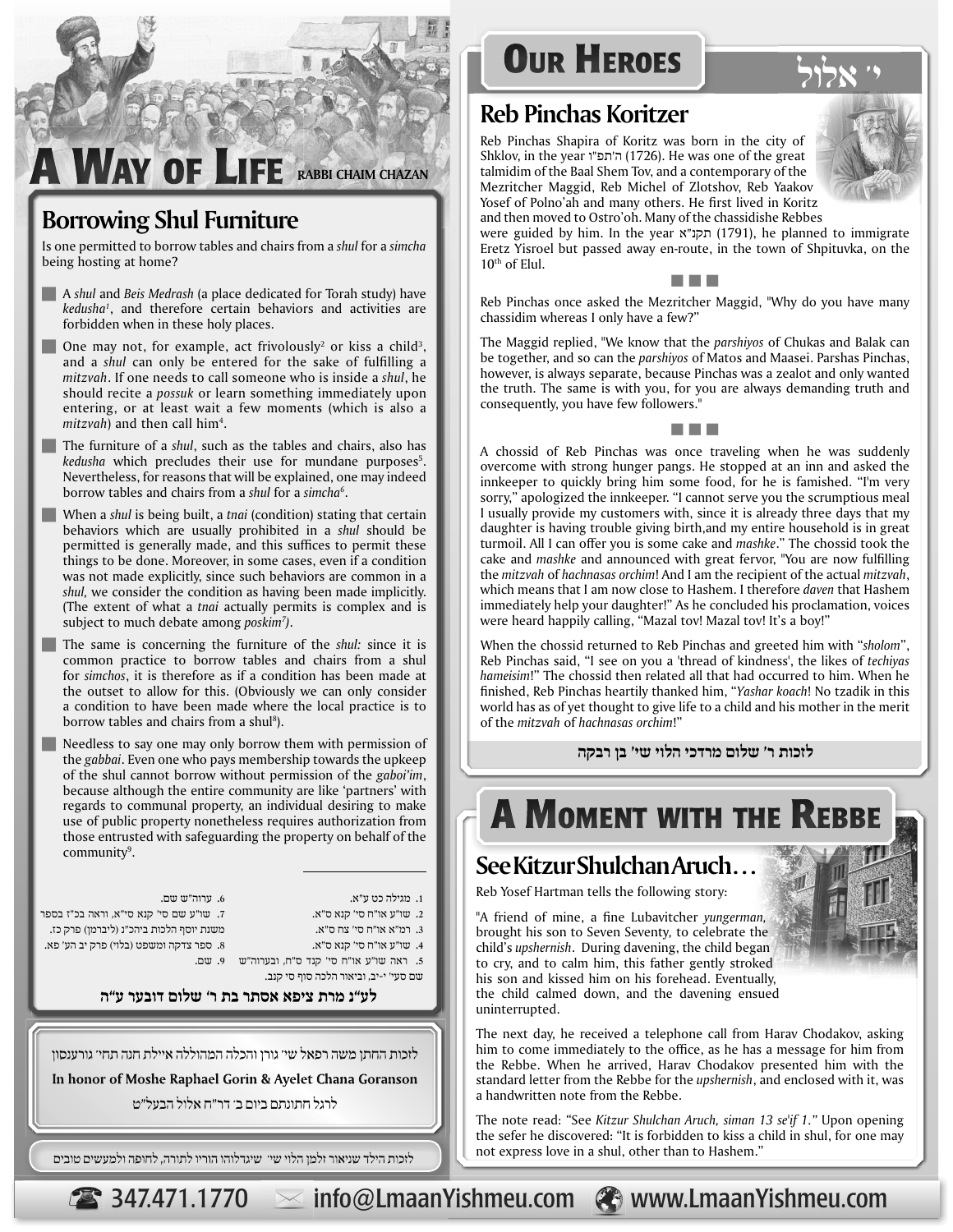# A Way of Life

RABBI CHAIM CHAZAN

## Borrowing Shul Furniture

Is one permitted to borrow tables and chairs from a *shul* for a *simcha* being hosting at home?

- A *shul* and *Beis Medrash* (a place dedicated for Torah study) have *kedusha*[1], and therefore certain behaviors and activities are forbidden when in these holy places.
- One may not, for example, act frivolously[2] or kiss a child[3], and a *shul* can only be entered for the sake of fulfilling a *mitzvah*. If one needs to call someone who is inside a *shul*, he should recite a *possuk* or learn something immediately upon entering, or at least wait a few moments (which is also a *mitzvah*) and then call him[4].
- The furniture of a *shul*, such as the tables and chairs, also has *kedusha* which precludes their use for mundane purposes[5]. Nevertheless, for reasons that will be explained, one may indeed borrow tables and chairs from a *shul* for a *simcha*[6].
- When a *shul* is being built, a *tnai* (condition) stating that certain behaviors which are usually prohibited in a *shul* should be permitted is generally made, and this suffices to permit these things to be done. Moreover, in some cases, even if a condition was not made explicitly, since such behaviors are common in a *shul*, we consider the condition as having been made implicitly. (The extent of what a *tnai* actually permits is complex and is subject to much debate among *poskim*[7]).
- The same is concerning the furniture of the *shul:* since it is common practice to borrow tables and chairs from a shul for *simchos*, it is therefore as if a condition has been made at the outset to allow for this. (Obviously we can only consider a condition to have been made where the local practice is to borrow tables and chairs from a shul[8]).
- Needless to say one may only borrow them with permission of the *gabbai*. Even one who pays membership towards the upkeep of the shul cannot borrow without permission of the *gaboi'im*, because although the entire community are like 'partners' with regards to communal property, an individual desiring to make use of public property nonetheless requires authorization from those entrusted with safeguarding the property on behalf of the community[9].

---

1. מגילה כט ע"א.
2. שו"ע או"ח סי' קנא ס"א.
3. רמ"א או"ח סי' צח ס"א.
4. שו"ע או"ח סי' קנא ס"א.
5. ראה שו"ע או"ח סי' קנד ס"ח, ובערוה"ש שם סעי' י-יב, וביאור הלכה סוף סי קנב.
6. ערוה"ש שם.
7. שו"ע שם סי' קנא סי"א, וראה בכ"ז בספר משנת יוסף הלכות ביהכ"נ (ליברמן) פרק כז.
8. ספר צדקה ומשפט (בלוי) פרק יב הע' פא.
9. שם.

**לע"נ מרת ציפא אסתר בת ר' שלום דובער ע"ה**

לזכות החתן משה רפאל שי' גורן והכלה המהוללה איילת חנה תחי' גורענסון

**In honor of Moshe Raphael Gorin & Ayelet Chana Goranson**

לרגל חתונתם ביום ב' דר"ח אלול הבעל"ט

לזכות הילד שניאור זלמן הלוי שי' שיגדלוהו הוריו לתורה, לחופה ולמעשים טובים

# Our Heroes

י' אלול

## Reb Pinchas Koritzer

Reb Pinchas Shapira of Koritz was born in the city of Shklov, in the year ה'תפ"ו (1726). He was one of the great talmidim of the Baal Shem Tov, and a contemporary of the Mezritcher Maggid, Reb Michel of Zlotshov, Reb Yaakov Yosef of Polno'ah and many others. He first lived in Koritz and then moved to Ostro'oh. Many of the chassidishe Rebbes were guided by him. In the year תקנ"א (1791), he planned to immigrate Eretz Yisroel but passed away en-route, in the town of Shpituvka, on the 10th of Elul.

■ ■ ■

Reb Pinchas once asked the Mezritcher Maggid, "Why do you have many chassidim whereas I only have a few?"

The Maggid replied, "We know that the *parshiyos* of Chukas and Balak can be together, and so can the *parshiyos* of Matos and Maasei. Parshas Pinchas, however, is always separate, because Pinchas was a zealot and only wanted the truth. The same is with you, for you are always demanding truth and consequently, you have few followers."

■ ■ ■

A chossid of Reb Pinchas was once traveling when he was suddenly overcome with strong hunger pangs. He stopped at an inn and asked the innkeeper to quickly bring him some food, for he is famished. "I'm very sorry," apologized the innkeeper. "I cannot serve you the scrumptious meal I usually provide my customers with, since it is already three days that my daughter is having trouble giving birth,and my entire household is in great turmoil. All I can offer you is some cake and *mashke*." The chossid took the cake and *mashke* and announced with great fervor, "You are now fulfilling the *mitzvah* of *hachnasas orchim*! And I am the recipient of the actual *mitzvah*, which means that I am now close to Hashem. I therefore *daven* that Hashem immediately help your daughter!" As he concluded his proclamation, voices were heard happily calling, "Mazal tov! Mazal tov! It's a boy!"

When the chossid returned to Reb Pinchas and greeted him with "*sholom*", Reb Pinchas said, "I see on you a 'thread of kindness', the likes of *techiyas hameisim*!" The chossid then related all that had occurred to him. When he finished, Reb Pinchas heartily thanked him, "*Yashar koach*! No tzadik in this world has as of yet thought to give life to a child and his mother in the merit of the *mitzvah* of *hachnasas orchim*!"

**לזכות ר' שלום מרדכי הלוי שי' בן רבקה**

# A Moment with the Rebbe

## See Kitzur Shulchan Aruch…

Reb Yosef Hartman tells the following story:

"A friend of mine, a fine Lubavitcher *yungerman,* brought his son to Seven Seventy, to celebrate the child's *upshernish*. During davening, the child began to cry, and to calm him, this father gently stroked his son and kissed him on his forehead. Eventually, the child calmed down, and the davening ensued uninterrupted.

The next day, he received a telephone call from Harav Chodakov, asking him to come immediately to the office, as he has a message for him from the Rebbe. When he arrived, Harav Chodakov presented him with the standard letter from the Rebbe for the *upshernish*, and enclosed with it, was a handwritten note from the Rebbe.

The note read: *"See Kitzur Shulchan Aruch, siman 13 se'if 1."* Upon opening the sefer he discovered: "It is forbidden to kiss a child in shul, for one may not express love in a shul, other than to Hashem."

347.471.1770 info@LmaanYishmeu.com www.LmaanYishmeu.com